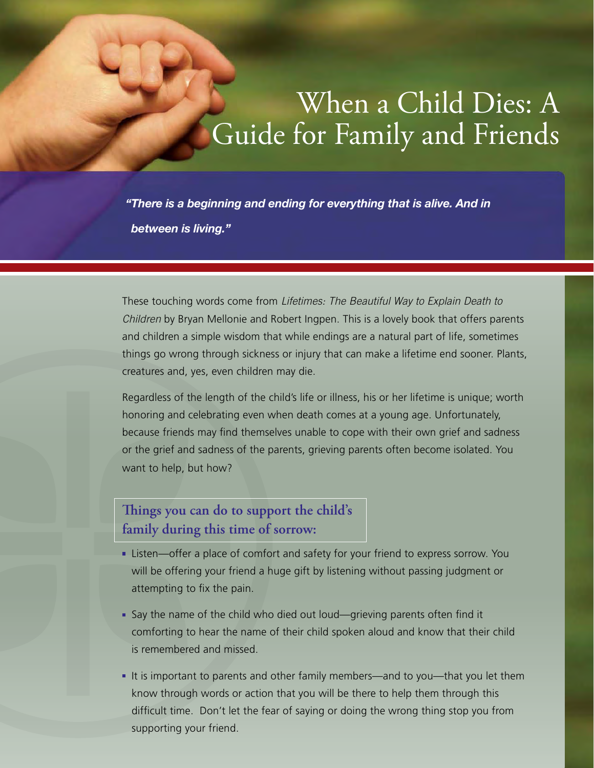# When a Child Dies: A Guide for Family and Friends

***"There is a beginning and ending for everything that is alive. And in between is living."***

These touching words come from *Lifetimes: The Beautiful Way to Explain Death to Children* by Bryan Mellonie and Robert Ingpen. This is a lovely book that offers parents and children a simple wisdom that while endings are a natural part of life, sometimes things go wrong through sickness or injury that can make a lifetime end sooner. Plants, creatures and, yes, even children may die.

Regardless of the length of the child's life or illness, his or her lifetime is unique; worth honoring and celebrating even when death comes at a young age. Unfortunately, because friends may find themselves unable to cope with their own grief and sadness or the grief and sadness of the parents, grieving parents often become isolated. You want to help, but how?

## Things you can do to support the child's family during this time of sorrow:

- Listen—offer a place of comfort and safety for your friend to express sorrow. You will be offering your friend a huge gift by listening without passing judgment or attempting to fix the pain.
- Say the name of the child who died out loud—grieving parents often find it comforting to hear the name of their child spoken aloud and know that their child is remembered and missed.
- It is important to parents and other family members—and to you—that you let them know through words or action that you will be there to help them through this difficult time. Don't let the fear of saying or doing the wrong thing stop you from supporting your friend.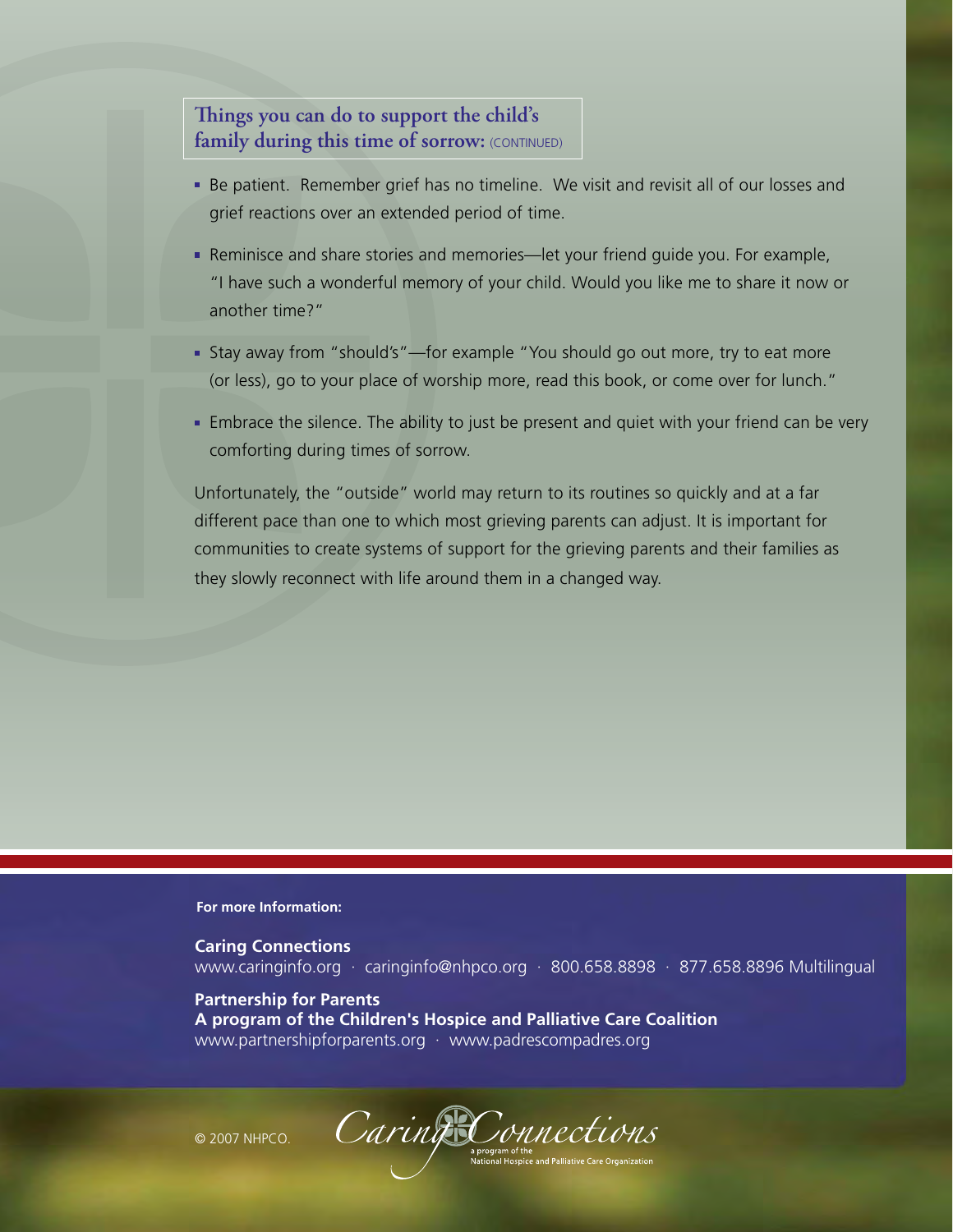## Things you can do to support the child's family during this time of sorrow: (CONTINUED)

- Be patient. Remember grief has no timeline. We visit and revisit all of our losses and grief reactions over an extended period of time.
- Reminisce and share stories and memories—let your friend guide you. For example, "I have such a wonderful memory of your child. Would you like me to share it now or another time?"
- Stay away from "should's"—for example "You should go out more, try to eat more (or less), go to your place of worship more, read this book, or come over for lunch."
- Embrace the silence. The ability to just be present and quiet with your friend can be very comforting during times of sorrow.

Unfortunately, the "outside" world may return to its routines so quickly and at a far different pace than one to which most grieving parents can adjust. It is important for communities to create systems of support for the grieving parents and their families as they slowly reconnect with life around them in a changed way.

**For more Information:**

**Caring Connections**
www.caringinfo.org · caringinfo@nhpco.org · 800.658.8898 · 877.658.8896 Multilingual

**Partnership for Parents**
**A program of the Children's Hospice and Palliative Care Coalition**
www.partnershipforparents.org · www.padrescompadres.org

© 2007 NHPCO.

Caring Connections
a program of the
National Hospice and Palliative Care Organization